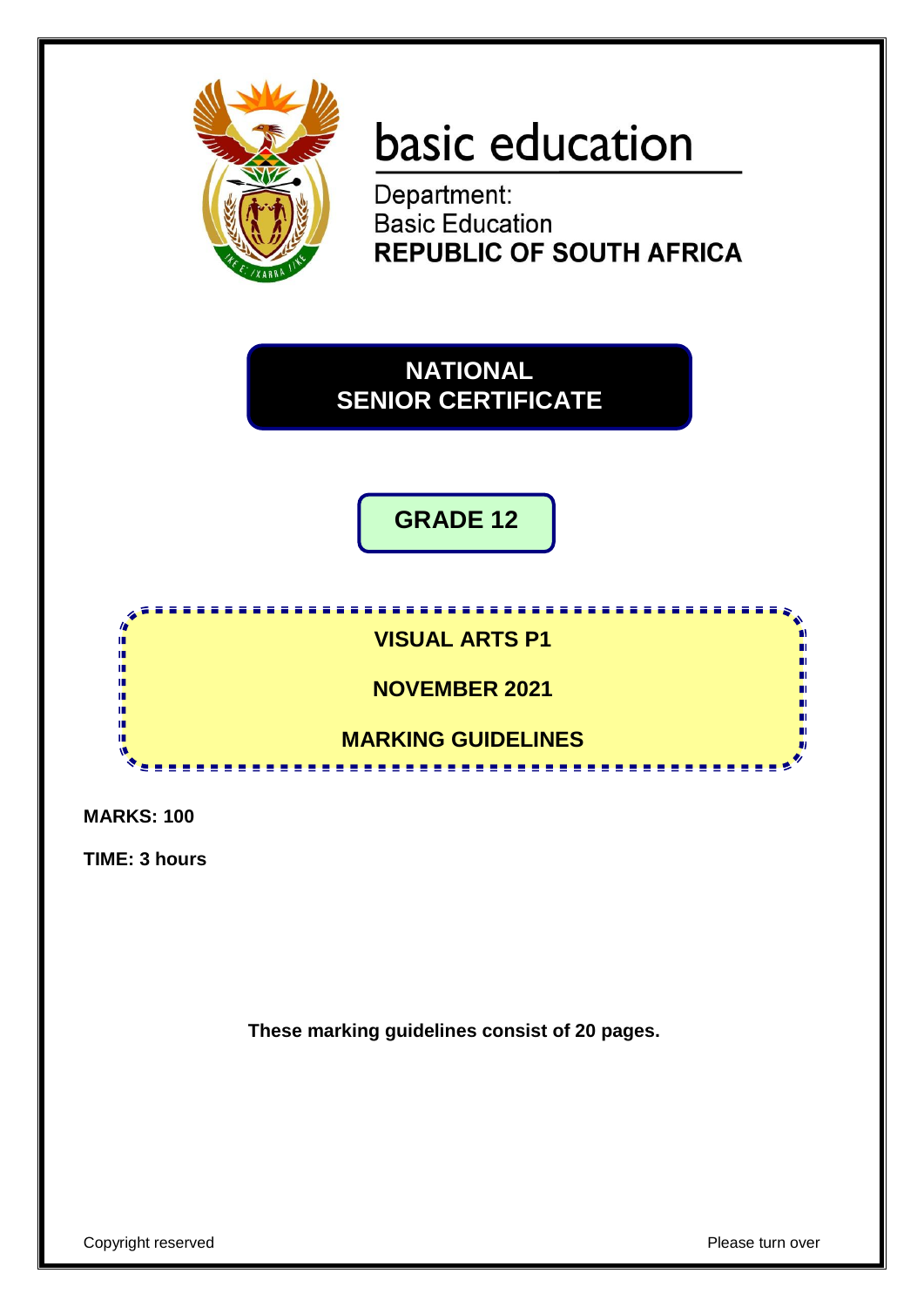basic education

Department:
Basic Education
**REPUBLIC OF SOUTH AFRICA**

# NATIONAL SENIOR CERTIFICATE

## GRADE 12

## VISUAL ARTS P1

## NOVEMBER 2021

## MARKING GUIDELINES

**MARKS: 100**

**TIME: 3 hours**

**These marking guidelines consist of 20 pages.**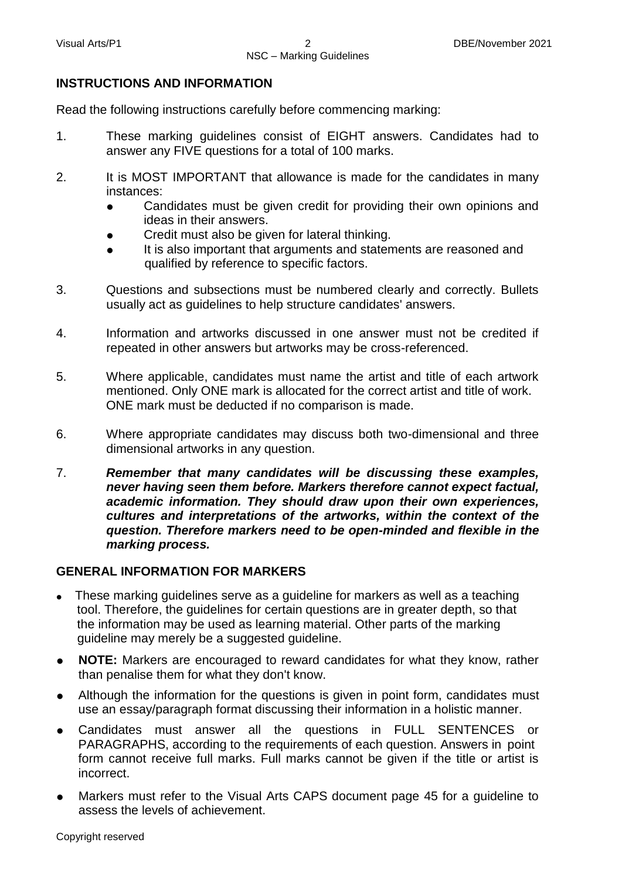## INSTRUCTIONS AND INFORMATION

Read the following instructions carefully before commencing marking:

1. These marking guidelines consist of EIGHT answers. Candidates had to answer any FIVE questions for a total of 100 marks.

2. It is MOST IMPORTANT that allowance is made for the candidates in many instances:
   - Candidates must be given credit for providing their own opinions and ideas in their answers.
   - Credit must also be given for lateral thinking.
   - It is also important that arguments and statements are reasoned and qualified by reference to specific factors.

3. Questions and subsections must be numbered clearly and correctly. Bullets usually act as guidelines to help structure candidates' answers.

4. Information and artworks discussed in one answer must not be credited if repeated in other answers but artworks may be cross-referenced.

5. Where applicable, candidates must name the artist and title of each artwork mentioned. Only ONE mark is allocated for the correct artist and title of work. ONE mark must be deducted if no comparison is made.

6. Where appropriate candidates may discuss both two-dimensional and three dimensional artworks in any question.

7. ***Remember that many candidates will be discussing these examples, never having seen them before. Markers therefore cannot expect factual, academic information. They should draw upon their own experiences, cultures and interpretations of the artworks, within the context of the question. Therefore markers need to be open-minded and flexible in the marking process.***

## GENERAL INFORMATION FOR MARKERS

- These marking guidelines serve as a guideline for markers as well as a teaching tool. Therefore, the guidelines for certain questions are in greater depth, so that the information may be used as learning material. Other parts of the marking guideline may merely be a suggested guideline.
- **NOTE:** Markers are encouraged to reward candidates for what they know, rather than penalise them for what they don't know.
- Although the information for the questions is given in point form, candidates must use an essay/paragraph format discussing their information in a holistic manner.
- Candidates must answer all the questions in FULL SENTENCES or PARAGRAPHS, according to the requirements of each question. Answers in point form cannot receive full marks. Full marks cannot be given if the title or artist is incorrect.
- Markers must refer to the Visual Arts CAPS document page 45 for a guideline to assess the levels of achievement.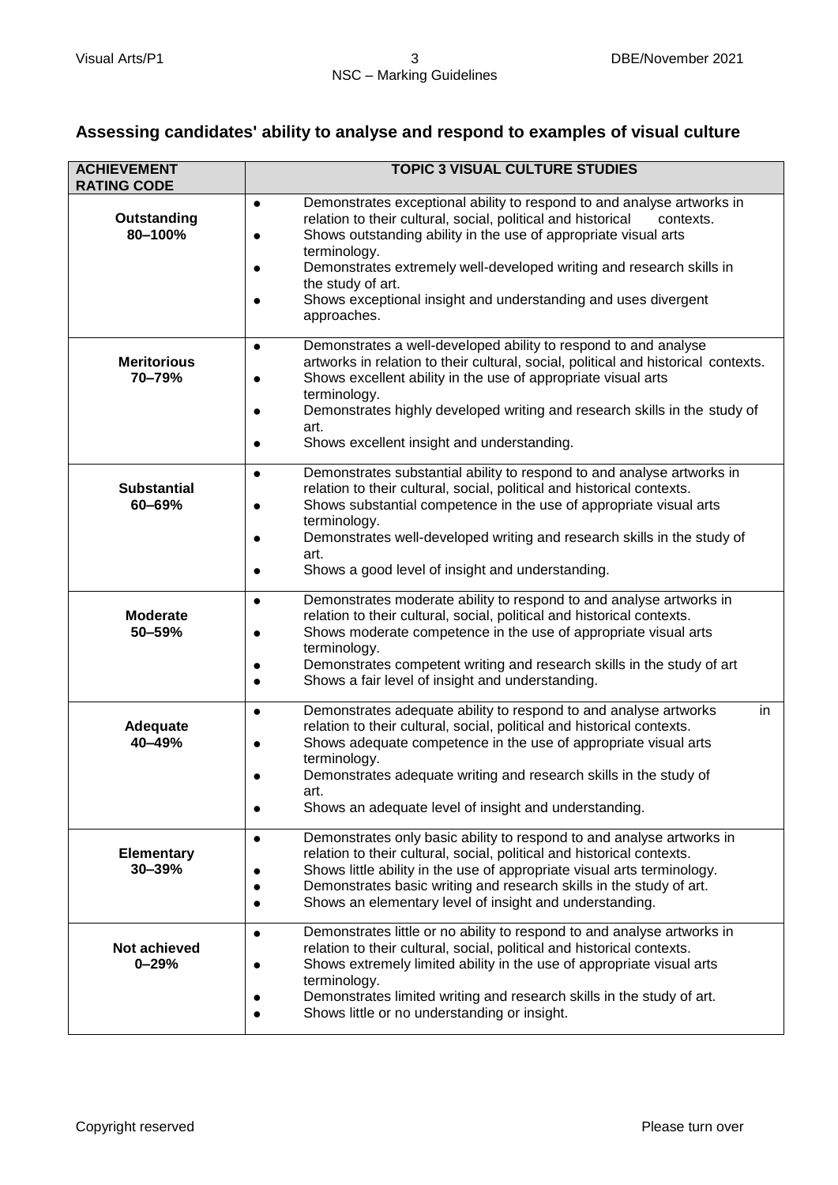## Assessing candidates' ability to analyse and respond to examples of visual culture

| ACHIEVEMENT RATING CODE | TOPIC 3 VISUAL CULTURE STUDIES |
|---|---|
| **Outstanding 80–100%** | • Demonstrates exceptional ability to respond to and analyse artworks in relation to their cultural, social, political and historical contexts.<br>• Shows outstanding ability in the use of appropriate visual arts terminology.<br>• Demonstrates extremely well-developed writing and research skills in the study of art.<br>• Shows exceptional insight and understanding and uses divergent approaches. |
| **Meritorious 70–79%** | • Demonstrates a well-developed ability to respond to and analyse artworks in relation to their cultural, social, political and historical contexts.<br>• Shows excellent ability in the use of appropriate visual arts terminology.<br>• Demonstrates highly developed writing and research skills in the study of art.<br>• Shows excellent insight and understanding. |
| **Substantial 60–69%** | • Demonstrates substantial ability to respond to and analyse artworks in relation to their cultural, social, political and historical contexts.<br>• Shows substantial competence in the use of appropriate visual arts terminology.<br>• Demonstrates well-developed writing and research skills in the study of art.<br>• Shows a good level of insight and understanding. |
| **Moderate 50–59%** | • Demonstrates moderate ability to respond to and analyse artworks in relation to their cultural, social, political and historical contexts.<br>• Shows moderate competence in the use of appropriate visual arts terminology.<br>• Demonstrates competent writing and research skills in the study of art<br>• Shows a fair level of insight and understanding. |
| **Adequate 40–49%** | • Demonstrates adequate ability to respond to and analyse artworks in relation to their cultural, social, political and historical contexts.<br>• Shows adequate competence in the use of appropriate visual arts terminology.<br>• Demonstrates adequate writing and research skills in the study of art.<br>• Shows an adequate level of insight and understanding. |
| **Elementary 30–39%** | • Demonstrates only basic ability to respond to and analyse artworks in relation to their cultural, social, political and historical contexts.<br>• Shows little ability in the use of appropriate visual arts terminology.<br>• Demonstrates basic writing and research skills in the study of art.<br>• Shows an elementary level of insight and understanding. |
| **Not achieved 0–29%** | • Demonstrates little or no ability to respond to and analyse artworks in relation to their cultural, social, political and historical contexts.<br>• Shows extremely limited ability in the use of appropriate visual arts terminology.<br>• Demonstrates limited writing and research skills in the study of art.<br>• Shows little or no understanding or insight. |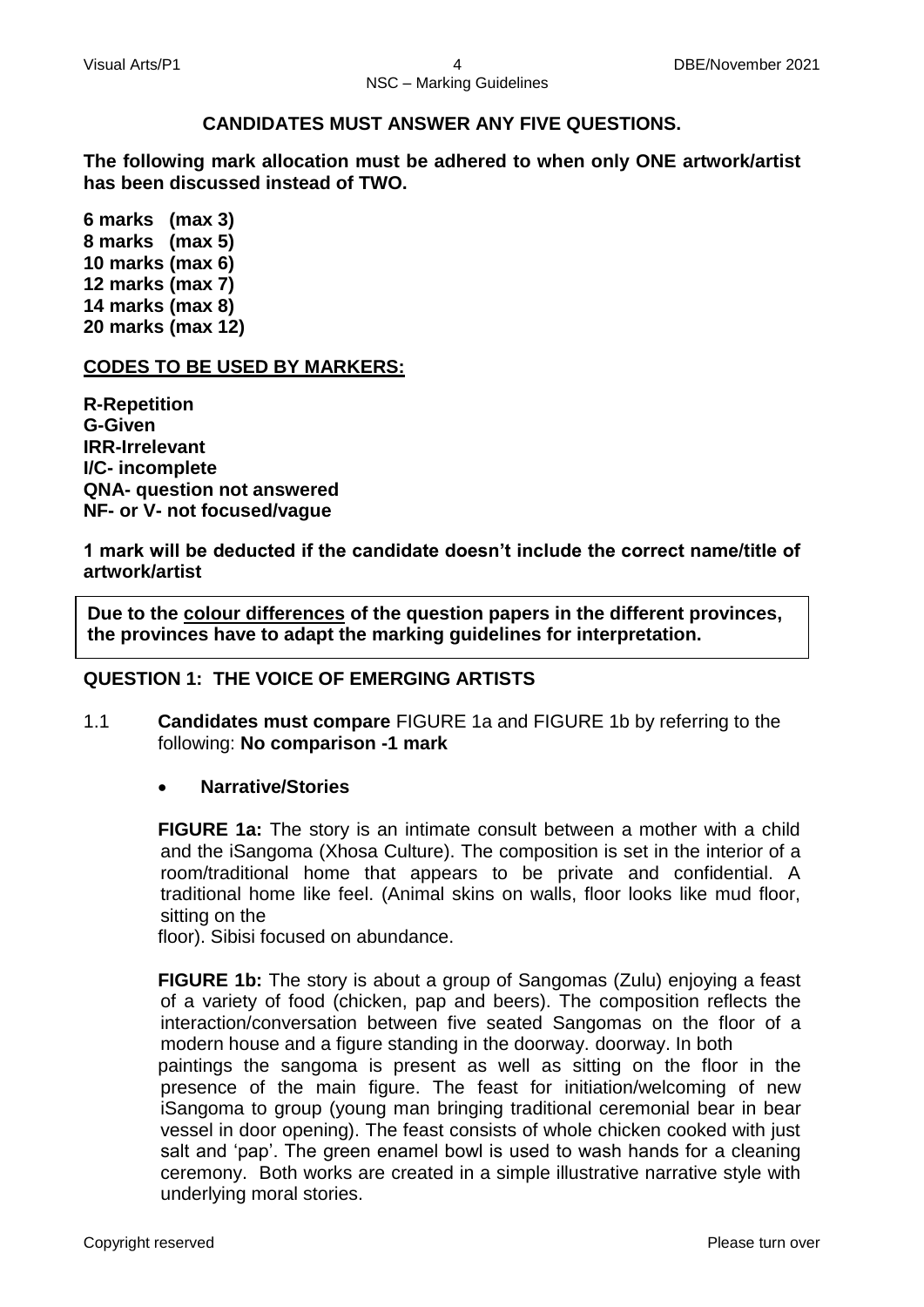**CANDIDATES MUST ANSWER ANY FIVE QUESTIONS.**

**The following mark allocation must be adhered to when only ONE artwork/artist has been discussed instead of TWO.**

**6 marks (max 3)**
**8 marks (max 5)**
**10 marks (max 6)**
**12 marks (max 7)**
**14 marks (max 8)**
**20 marks (max 12)**

**CODES TO BE USED BY MARKERS:**

**R-Repetition**
**G-Given**
**IRR-Irrelevant**
**I/C- incomplete**
**QNA- question not answered**
**NF- or V- not focused/vague**

**1 mark will be deducted if the candidate doesn't include the correct name/title of artwork/artist**

**Due to the colour differences of the question papers in the different provinces, the provinces have to adapt the marking guidelines for interpretation.**

## QUESTION 1: THE VOICE OF EMERGING ARTISTS

1.1 **Candidates must compare** FIGURE 1a and FIGURE 1b by referring to the following: **No comparison -1 mark**

- **Narrative/Stories**

**FIGURE 1a:** The story is an intimate consult between a mother with a child and the iSangoma (Xhosa Culture). The composition is set in the interior of a room/traditional home that appears to be private and confidential. A traditional home like feel. (Animal skins on walls, floor looks like mud floor, sitting on the floor). Sibisi focused on abundance.

**FIGURE 1b:** The story is about a group of Sangomas (Zulu) enjoying a feast of a variety of food (chicken, pap and beers). The composition reflects the interaction/conversation between five seated Sangomas on the floor of a modern house and a figure standing in the doorway. doorway. In both paintings the sangoma is present as well as sitting on the floor in the presence of the main figure. The feast for initiation/welcoming of new iSangoma to group (young man bringing traditional ceremonial bear in bear vessel in door opening). The feast consists of whole chicken cooked with just salt and 'pap'. The green enamel bowl is used to wash hands for a cleaning ceremony. Both works are created in a simple illustrative narrative style with underlying moral stories.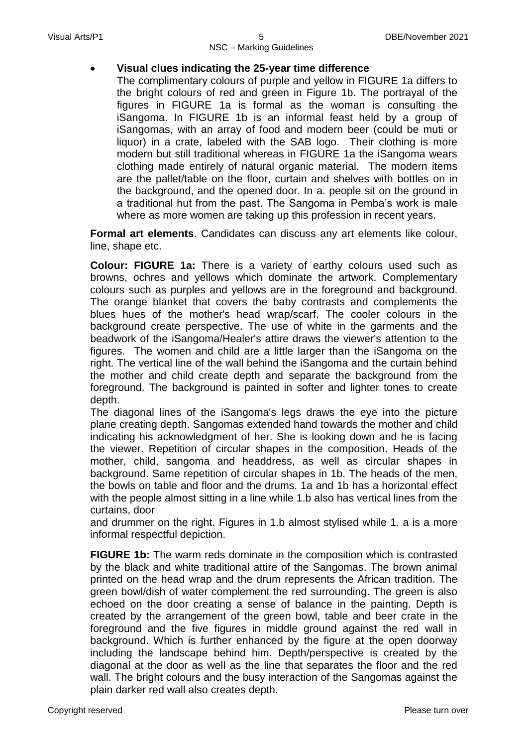- **Visual clues indicating the 25-year time difference**
  The complimentary colours of purple and yellow in FIGURE 1a differs to the bright colours of red and green in Figure 1b. The portrayal of the figures in FIGURE 1a is formal as the woman is consulting the iSangoma. In FIGURE 1b is an informal feast held by a group of iSangomas, with an array of food and modern beer (could be muti or liquor) in a crate, labeled with the SAB logo. Their clothing is more modern but still traditional whereas in FIGURE 1a the iSangoma wears clothing made entirely of natural organic material. The modern items are the pallet/table on the floor, curtain and shelves with bottles on in the background, and the opened door. In a. people sit on the ground in a traditional hut from the past. The Sangoma in Pemba's work is male where as more women are taking up this profession in recent years.

**Formal art elements**. Candidates can discuss any art elements like colour, line, shape etc.

**Colour: FIGURE 1a:** There is a variety of earthy colours used such as browns, ochres and yellows which dominate the artwork. Complementary colours such as purples and yellows are in the foreground and background. The orange blanket that covers the baby contrasts and complements the blues hues of the mother's head wrap/scarf. The cooler colours in the background create perspective. The use of white in the garments and the beadwork of the iSangoma/Healer's attire draws the viewer's attention to the figures. The women and child are a little larger than the iSangoma on the right. The vertical line of the wall behind the iSangoma and the curtain behind the mother and child create depth and separate the background from the foreground. The background is painted in softer and lighter tones to create depth.
The diagonal lines of the iSangoma's legs draws the eye into the picture plane creating depth. Sangomas extended hand towards the mother and child indicating his acknowledgment of her. She is looking down and he is facing the viewer. Repetition of circular shapes in the composition. Heads of the mother, child, sangoma and headdress, as well as circular shapes in background. Same repetition of circular shapes in 1b. The heads of the men, the bowls on table and floor and the drums. 1a and 1b has a horizontal effect with the people almost sitting in a line while 1.b also has vertical lines from the curtains, door
and drummer on the right. Figures in 1.b almost stylised while 1. a is a more informal respectful depiction.

**FIGURE 1b:** The warm reds dominate in the composition which is contrasted by the black and white traditional attire of the Sangomas. The brown animal printed on the head wrap and the drum represents the African tradition. The green bowl/dish of water complement the red surrounding. The green is also echoed on the door creating a sense of balance in the painting. Depth is created by the arrangement of the green bowl, table and beer crate in the foreground and the five figures in middle ground against the red wall in background. Which is further enhanced by the figure at the open doorway including the landscape behind him. Depth/perspective is created by the diagonal at the door as well as the line that separates the floor and the red wall. The bright colours and the busy interaction of the Sangomas against the plain darker red wall also creates depth.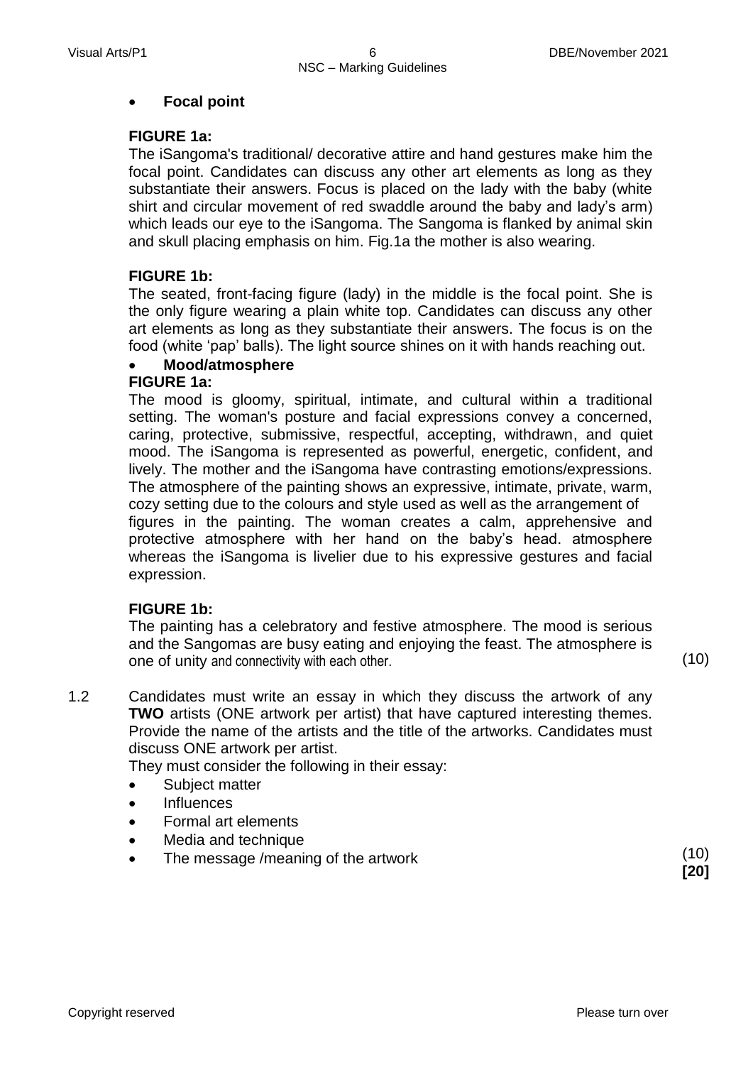- **Focal point**

**FIGURE 1a:**

The iSangoma's traditional/ decorative attire and hand gestures make him the focal point. Candidates can discuss any other art elements as long as they substantiate their answers. Focus is placed on the lady with the baby (white shirt and circular movement of red swaddle around the baby and lady's arm) which leads our eye to the iSangoma. The Sangoma is flanked by animal skin and skull placing emphasis on him. Fig.1a the mother is also wearing.

**FIGURE 1b:**

The seated, front-facing figure (lady) in the middle is the focal point. She is the only figure wearing a plain white top. Candidates can discuss any other art elements as long as they substantiate their answers. The focus is on the food (white 'pap' balls). The light source shines on it with hands reaching out.

- **Mood/atmosphere**

**FIGURE 1a:**

The mood is gloomy, spiritual, intimate, and cultural within a traditional setting. The woman's posture and facial expressions convey a concerned, caring, protective, submissive, respectful, accepting, withdrawn, and quiet mood. The iSangoma is represented as powerful, energetic, confident, and lively. The mother and the iSangoma have contrasting emotions/expressions. The atmosphere of the painting shows an expressive, intimate, private, warm, cozy setting due to the colours and style used as well as the arrangement of figures in the painting. The woman creates a calm, apprehensive and protective atmosphere with her hand on the baby's head. atmosphere whereas the iSangoma is livelier due to his expressive gestures and facial expression.

**FIGURE 1b:**

The painting has a celebratory and festive atmosphere. The mood is serious and the Sangomas are busy eating and enjoying the feast. The atmosphere is one of unity and connectivity with each other. (10)

1.2 Candidates must write an essay in which they discuss the artwork of any **TWO** artists (ONE artwork per artist) that have captured interesting themes. Provide the name of the artists and the title of the artworks. Candidates must discuss ONE artwork per artist.

They must consider the following in their essay:

- Subject matter
- Influences
- Formal art elements
- Media and technique
- The message /meaning of the artwork (10)

**[20]**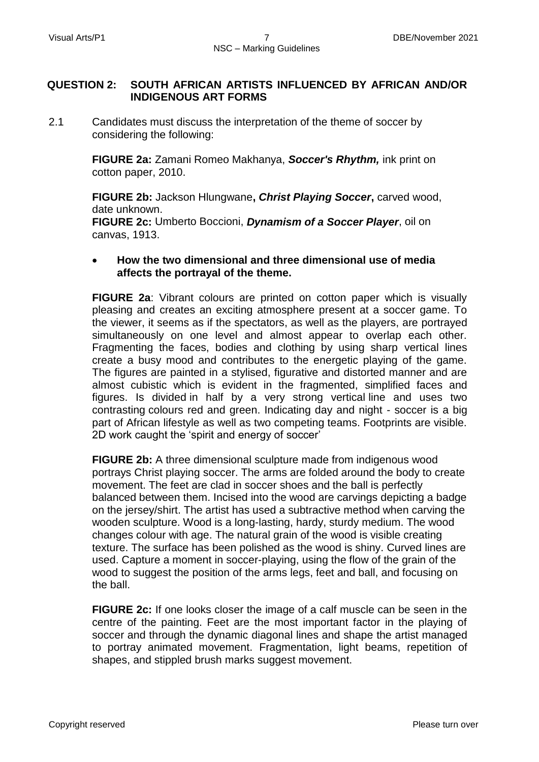## QUESTION 2: SOUTH AFRICAN ARTISTS INFLUENCED BY AFRICAN AND/OR INDIGENOUS ART FORMS

2.1 Candidates must discuss the interpretation of the theme of soccer by considering the following:

**FIGURE 2a:** Zamani Romeo Makhanya, ***Soccer's Rhythm,*** ink print on cotton paper, 2010.

**FIGURE 2b:** Jackson Hlungwane**, *Christ Playing Soccer*,** carved wood, date unknown.
**FIGURE 2c:** Umberto Boccioni, ***Dynamism of a Soccer Player***, oil on canvas, 1913.

- **How the two dimensional and three dimensional use of media affects the portrayal of the theme.**

**FIGURE 2a**: Vibrant colours are printed on cotton paper which is visually pleasing and creates an exciting atmosphere present at a soccer game. To the viewer, it seems as if the spectators, as well as the players, are portrayed simultaneously on one level and almost appear to overlap each other. Fragmenting the faces, bodies and clothing by using sharp vertical lines create a busy mood and contributes to the energetic playing of the game. The figures are painted in a stylised, figurative and distorted manner and are almost cubistic which is evident in the fragmented, simplified faces and figures. Is divided in half by a very strong vertical line and uses two contrasting colours red and green. Indicating day and night - soccer is a big part of African lifestyle as well as two competing teams. Footprints are visible. 2D work caught the 'spirit and energy of soccer'

**FIGURE 2b:** A three dimensional sculpture made from indigenous wood portrays Christ playing soccer. The arms are folded around the body to create movement. The feet are clad in soccer shoes and the ball is perfectly balanced between them. Incised into the wood are carvings depicting a badge on the jersey/shirt. The artist has used a subtractive method when carving the wooden sculpture. Wood is a long-lasting, hardy, sturdy medium. The wood changes colour with age. The natural grain of the wood is visible creating texture. The surface has been polished as the wood is shiny. Curved lines are used. Capture a moment in soccer-playing, using the flow of the grain of the wood to suggest the position of the arms legs, feet and ball, and focusing on the ball.

**FIGURE 2c:** If one looks closer the image of a calf muscle can be seen in the centre of the painting. Feet are the most important factor in the playing of soccer and through the dynamic diagonal lines and shape the artist managed to portray animated movement. Fragmentation, light beams, repetition of shapes, and stippled brush marks suggest movement.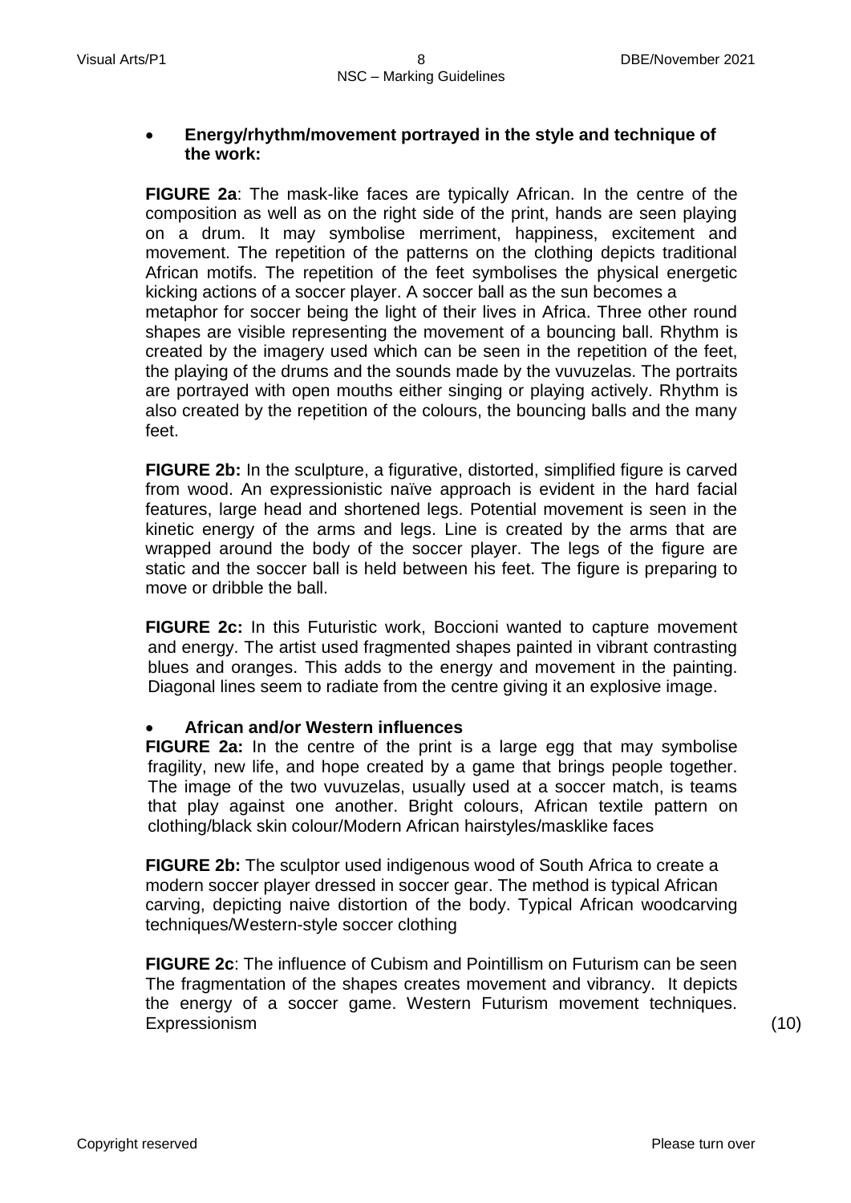- **Energy/rhythm/movement portrayed in the style and technique of the work:**

**FIGURE 2a**: The mask-like faces are typically African. In the centre of the composition as well as on the right side of the print, hands are seen playing on a drum. It may symbolise merriment, happiness, excitement and movement. The repetition of the patterns on the clothing depicts traditional African motifs. The repetition of the feet symbolises the physical energetic kicking actions of a soccer player. A soccer ball as the sun becomes a metaphor for soccer being the light of their lives in Africa. Three other round shapes are visible representing the movement of a bouncing ball. Rhythm is created by the imagery used which can be seen in the repetition of the feet, the playing of the drums and the sounds made by the vuvuzelas. The portraits are portrayed with open mouths either singing or playing actively. Rhythm is also created by the repetition of the colours, the bouncing balls and the many feet.

**FIGURE 2b:** In the sculpture, a figurative, distorted, simplified figure is carved from wood. An expressionistic naïve approach is evident in the hard facial features, large head and shortened legs. Potential movement is seen in the kinetic energy of the arms and legs. Line is created by the arms that are wrapped around the body of the soccer player. The legs of the figure are static and the soccer ball is held between his feet. The figure is preparing to move or dribble the ball.

**FIGURE 2c:** In this Futuristic work, Boccioni wanted to capture movement and energy. The artist used fragmented shapes painted in vibrant contrasting blues and oranges. This adds to the energy and movement in the painting. Diagonal lines seem to radiate from the centre giving it an explosive image.

- **African and/or Western influences**

**FIGURE 2a:** In the centre of the print is a large egg that may symbolise fragility, new life, and hope created by a game that brings people together. The image of the two vuvuzelas, usually used at a soccer match, is teams that play against one another. Bright colours, African textile pattern on clothing/black skin colour/Modern African hairstyles/masklike faces

**FIGURE 2b:** The sculptor used indigenous wood of South Africa to create a modern soccer player dressed in soccer gear. The method is typical African carving, depicting naive distortion of the body. Typical African woodcarving techniques/Western-style soccer clothing

**FIGURE 2c**: The influence of Cubism and Pointillism on Futurism can be seen The fragmentation of the shapes creates movement and vibrancy. It depicts the energy of a soccer game. Western Futurism movement techniques. Expressionism (10)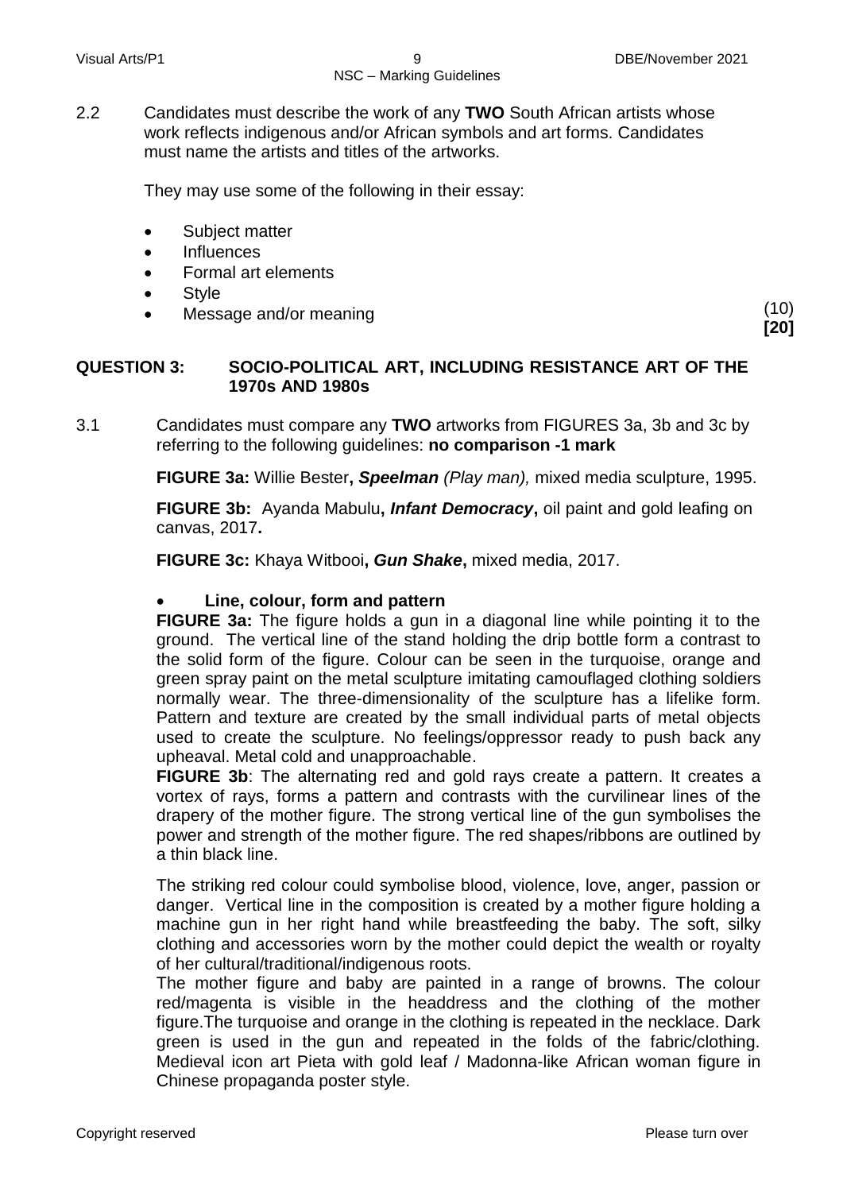2.2 Candidates must describe the work of any **TWO** South African artists whose work reflects indigenous and/or African symbols and art forms. Candidates must name the artists and titles of the artworks.

They may use some of the following in their essay:

- Subject matter
- Influences
- Formal art elements
- Style
- Message and/or meaning

(10)
**[20]**

## QUESTION 3: SOCIO-POLITICAL ART, INCLUDING RESISTANCE ART OF THE 1970s AND 1980s

3.1 Candidates must compare any **TWO** artworks from FIGURES 3a, 3b and 3c by referring to the following guidelines: **no comparison -1 mark**

**FIGURE 3a:** Willie Bester**, *Speelman*** *(Play man),* mixed media sculpture, 1995.

**FIGURE 3b:** Ayanda Mabulu**, *Infant Democracy*,** oil paint and gold leafing on canvas, 2017**.**

**FIGURE 3c:** Khaya Witbooi**, *Gun Shake*,** mixed media, 2017.

- **Line, colour, form and pattern**

**FIGURE 3a:** The figure holds a gun in a diagonal line while pointing it to the ground. The vertical line of the stand holding the drip bottle form a contrast to the solid form of the figure. Colour can be seen in the turquoise, orange and green spray paint on the metal sculpture imitating camouflaged clothing soldiers normally wear. The three-dimensionality of the sculpture has a lifelike form. Pattern and texture are created by the small individual parts of metal objects used to create the sculpture. No feelings/oppressor ready to push back any upheaval. Metal cold and unapproachable.

**FIGURE 3b**: The alternating red and gold rays create a pattern. It creates a vortex of rays, forms a pattern and contrasts with the curvilinear lines of the drapery of the mother figure. The strong vertical line of the gun symbolises the power and strength of the mother figure. The red shapes/ribbons are outlined by a thin black line.

The striking red colour could symbolise blood, violence, love, anger, passion or danger. Vertical line in the composition is created by a mother figure holding a machine gun in her right hand while breastfeeding the baby. The soft, silky clothing and accessories worn by the mother could depict the wealth or royalty of her cultural/traditional/indigenous roots.

The mother figure and baby are painted in a range of browns. The colour red/magenta is visible in the headdress and the clothing of the mother figure.The turquoise and orange in the clothing is repeated in the necklace. Dark green is used in the gun and repeated in the folds of the fabric/clothing. Medieval icon art Pieta with gold leaf / Madonna-like African woman figure in Chinese propaganda poster style.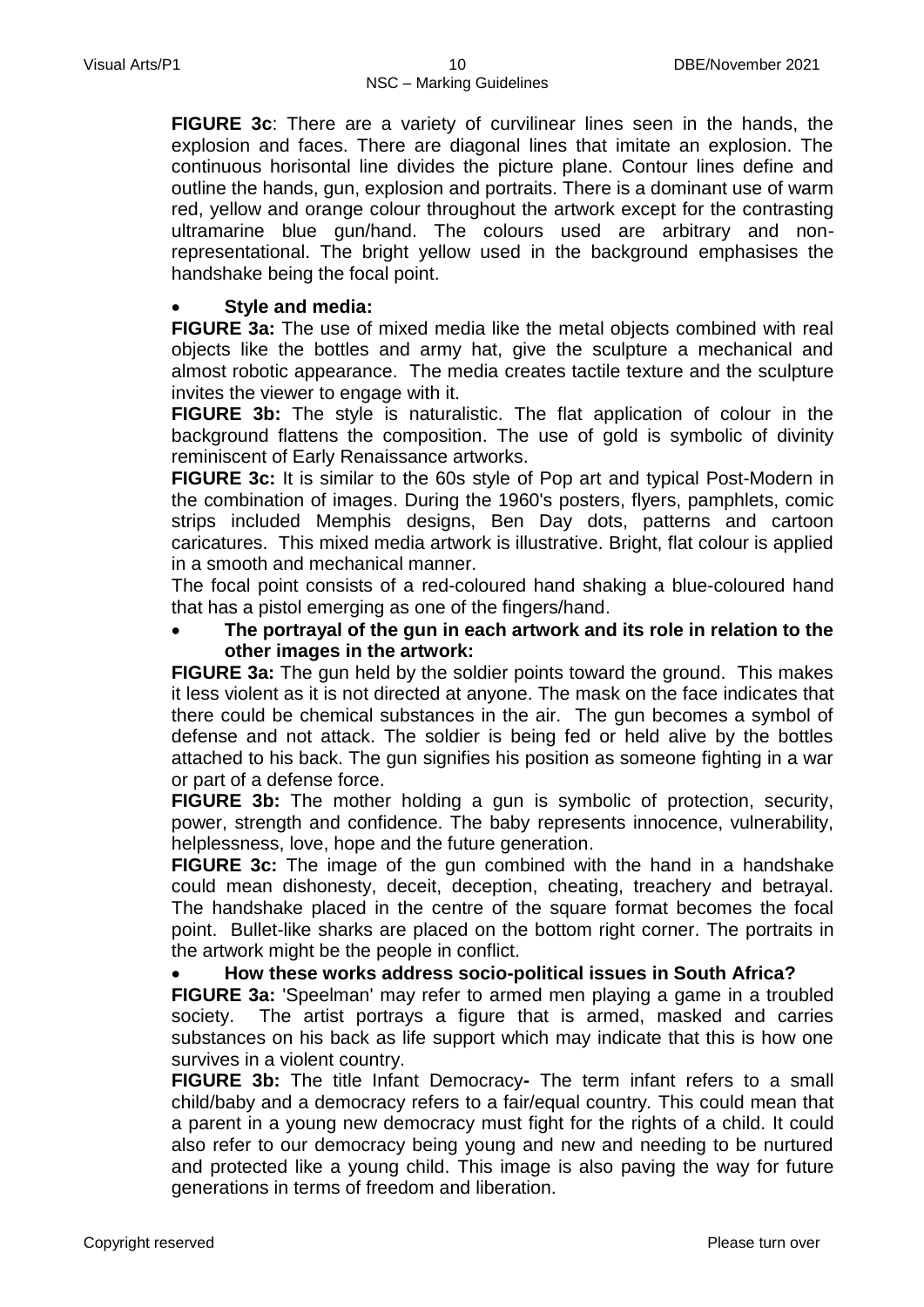**FIGURE 3c**: There are a variety of curvilinear lines seen in the hands, the explosion and faces. There are diagonal lines that imitate an explosion. The continuous horisontal line divides the picture plane. Contour lines define and outline the hands, gun, explosion and portraits. There is a dominant use of warm red, yellow and orange colour throughout the artwork except for the contrasting ultramarine blue gun/hand. The colours used are arbitrary and non-representational. The bright yellow used in the background emphasises the handshake being the focal point.

- **Style and media:**

**FIGURE 3a:** The use of mixed media like the metal objects combined with real objects like the bottles and army hat, give the sculpture a mechanical and almost robotic appearance. The media creates tactile texture and the sculpture invites the viewer to engage with it.

**FIGURE 3b:** The style is naturalistic. The flat application of colour in the background flattens the composition. The use of gold is symbolic of divinity reminiscent of Early Renaissance artworks.

**FIGURE 3c:** It is similar to the 60s style of Pop art and typical Post-Modern in the combination of images. During the 1960's posters, flyers, pamphlets, comic strips included Memphis designs, Ben Day dots, patterns and cartoon caricatures. This mixed media artwork is illustrative. Bright, flat colour is applied in a smooth and mechanical manner.

The focal point consists of a red-coloured hand shaking a blue-coloured hand that has a pistol emerging as one of the fingers/hand.

- **The portrayal of the gun in each artwork and its role in relation to the other images in the artwork:**

**FIGURE 3a:** The gun held by the soldier points toward the ground. This makes it less violent as it is not directed at anyone. The mask on the face indicates that there could be chemical substances in the air. The gun becomes a symbol of defense and not attack. The soldier is being fed or held alive by the bottles attached to his back. The gun signifies his position as someone fighting in a war or part of a defense force.

**FIGURE 3b:** The mother holding a gun is symbolic of protection, security, power, strength and confidence. The baby represents innocence, vulnerability, helplessness, love, hope and the future generation.

**FIGURE 3c:** The image of the gun combined with the hand in a handshake could mean dishonesty, deceit, deception, cheating, treachery and betrayal. The handshake placed in the centre of the square format becomes the focal point. Bullet-like sharks are placed on the bottom right corner. The portraits in the artwork might be the people in conflict.

- **How these works address socio-political issues in South Africa?**

**FIGURE 3a:** 'Speelman' may refer to armed men playing a game in a troubled society. The artist portrays a figure that is armed, masked and carries substances on his back as life support which may indicate that this is how one survives in a violent country.

**FIGURE 3b:** The title Infant Democracy**-** The term infant refers to a small child/baby and a democracy refers to a fair/equal country. This could mean that a parent in a young new democracy must fight for the rights of a child. It could also refer to our democracy being young and new and needing to be nurtured and protected like a young child. This image is also paving the way for future generations in terms of freedom and liberation.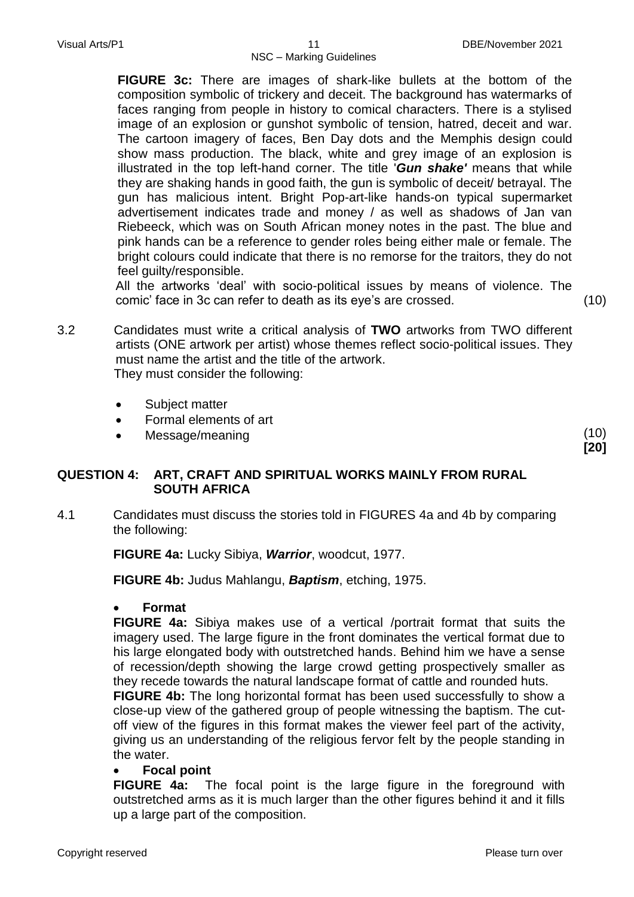**FIGURE 3c:** There are images of shark-like bullets at the bottom of the composition symbolic of trickery and deceit. The background has watermarks of faces ranging from people in history to comical characters. There is a stylised image of an explosion or gunshot symbolic of tension, hatred, deceit and war. The cartoon imagery of faces, Ben Day dots and the Memphis design could show mass production. The black, white and grey image of an explosion is illustrated in the top left-hand corner. The title '***Gun shake'*** means that while they are shaking hands in good faith, the gun is symbolic of deceit/ betrayal. The gun has malicious intent. Bright Pop-art-like hands-on typical supermarket advertisement indicates trade and money / as well as shadows of Jan van Riebeeck, which was on South African money notes in the past. The blue and pink hands can be a reference to gender roles being either male or female. The bright colours could indicate that there is no remorse for the traitors, they do not feel guilty/responsible.

All the artworks 'deal' with socio-political issues by means of violence. The comic' face in 3c can refer to death as its eye's are crossed. (10)

3.2 Candidates must write a critical analysis of **TWO** artworks from TWO different artists (ONE artwork per artist) whose themes reflect socio-political issues. They must name the artist and the title of the artwork.
They must consider the following:

- Subject matter
- Formal elements of art
- Message/meaning

(10)
**[20]**

## QUESTION 4: ART, CRAFT AND SPIRITUAL WORKS MAINLY FROM RURAL SOUTH AFRICA

4.1 Candidates must discuss the stories told in FIGURES 4a and 4b by comparing the following:

**FIGURE 4a:** Lucky Sibiya, ***Warrior***, woodcut, 1977.

**FIGURE 4b:** Judus Mahlangu, ***Baptism***, etching, 1975.

- **Format**

**FIGURE 4a:** Sibiya makes use of a vertical /portrait format that suits the imagery used. The large figure in the front dominates the vertical format due to his large elongated body with outstretched hands. Behind him we have a sense of recession/depth showing the large crowd getting prospectively smaller as they recede towards the natural landscape format of cattle and rounded huts.

**FIGURE 4b:** The long horizontal format has been used successfully to show a close-up view of the gathered group of people witnessing the baptism. The cut-off view of the figures in this format makes the viewer feel part of the activity, giving us an understanding of the religious fervor felt by the people standing in the water.

- **Focal point**

**FIGURE 4a:** The focal point is the large figure in the foreground with outstretched arms as it is much larger than the other figures behind it and it fills up a large part of the composition.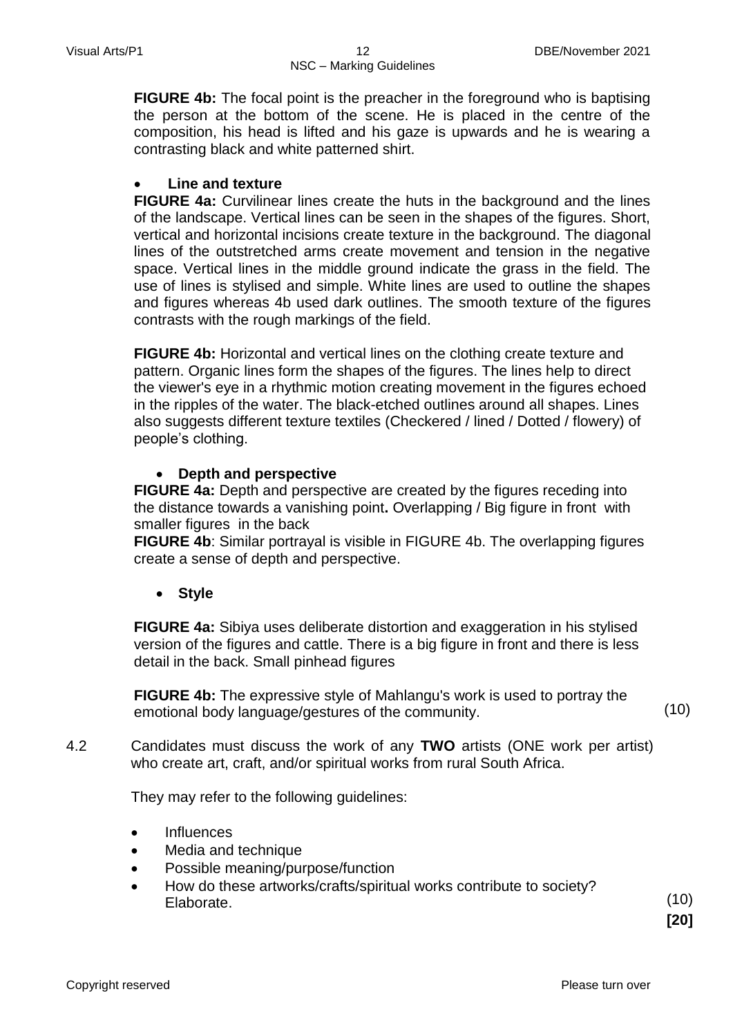**FIGURE 4b:** The focal point is the preacher in the foreground who is baptising the person at the bottom of the scene. He is placed in the centre of the composition, his head is lifted and his gaze is upwards and he is wearing a contrasting black and white patterned shirt.

- **Line and texture**

**FIGURE 4a:** Curvilinear lines create the huts in the background and the lines of the landscape. Vertical lines can be seen in the shapes of the figures. Short, vertical and horizontal incisions create texture in the background. The diagonal lines of the outstretched arms create movement and tension in the negative space. Vertical lines in the middle ground indicate the grass in the field. The use of lines is stylised and simple. White lines are used to outline the shapes and figures whereas 4b used dark outlines. The smooth texture of the figures contrasts with the rough markings of the field.

**FIGURE 4b:** Horizontal and vertical lines on the clothing create texture and pattern. Organic lines form the shapes of the figures. The lines help to direct the viewer's eye in a rhythmic motion creating movement in the figures echoed in the ripples of the water. The black-etched outlines around all shapes. Lines also suggests different texture textiles (Checkered / lined / Dotted / flowery) of people's clothing.

- **Depth and perspective**

**FIGURE 4a:** Depth and perspective are created by the figures receding into the distance towards a vanishing point**.** Overlapping / Big figure in front with smaller figures in the back

**FIGURE 4b**: Similar portrayal is visible in FIGURE 4b. The overlapping figures create a sense of depth and perspective.

- **Style**

**FIGURE 4a:** Sibiya uses deliberate distortion and exaggeration in his stylised version of the figures and cattle. There is a big figure in front and there is less detail in the back. Small pinhead figures

**FIGURE 4b:** The expressive style of Mahlangu's work is used to portray the emotional body language/gestures of the community. (10)

4.2 Candidates must discuss the work of any **TWO** artists (ONE work per artist) who create art, craft, and/or spiritual works from rural South Africa.

They may refer to the following guidelines:

- Influences
- Media and technique
- Possible meaning/purpose/function
- How do these artworks/crafts/spiritual works contribute to society? Elaborate. (10)

**[20]**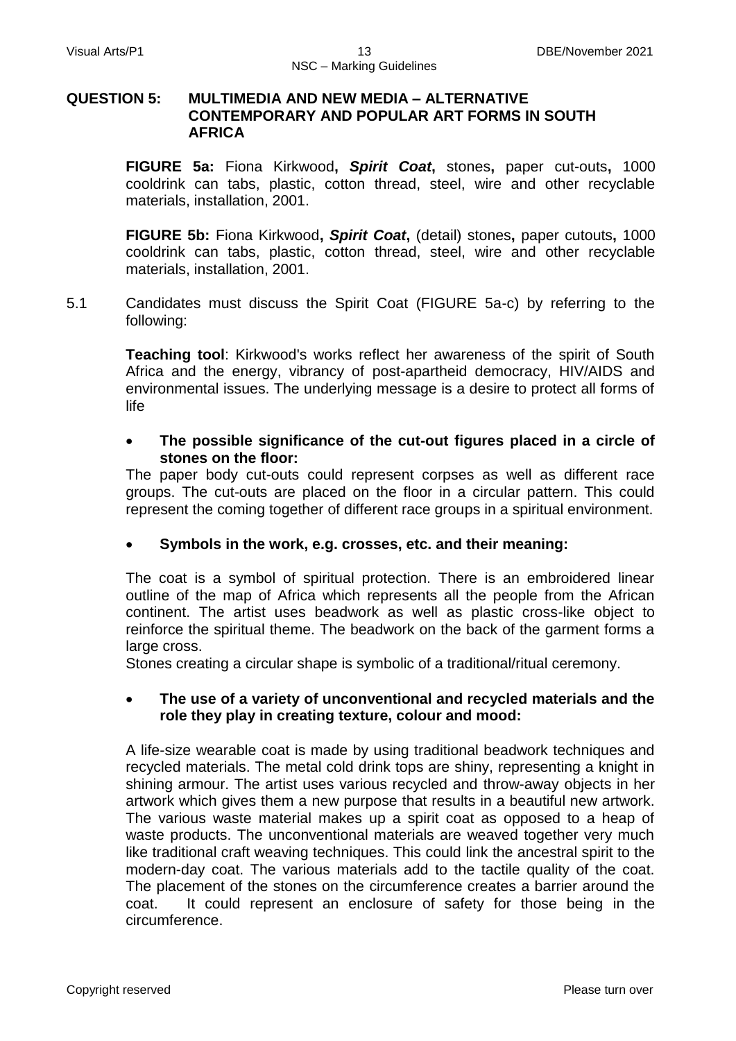## QUESTION 5: MULTIMEDIA AND NEW MEDIA – ALTERNATIVE CONTEMPORARY AND POPULAR ART FORMS IN SOUTH AFRICA

**FIGURE 5a:** Fiona Kirkwood**, *Spirit Coat*,** stones**,** paper cut-outs**,** 1000 cooldrink can tabs, plastic, cotton thread, steel, wire and other recyclable materials, installation, 2001.

**FIGURE 5b:** Fiona Kirkwood**, *Spirit Coat*,** (detail) stones**,** paper cutouts**,** 1000 cooldrink can tabs, plastic, cotton thread, steel, wire and other recyclable materials, installation, 2001.

5.1 Candidates must discuss the Spirit Coat (FIGURE 5a-c) by referring to the following:

**Teaching tool**: Kirkwood's works reflect her awareness of the spirit of South Africa and the energy, vibrancy of post-apartheid democracy, HIV/AIDS and environmental issues. The underlying message is a desire to protect all forms of life

- **The possible significance of the cut-out figures placed in a circle of stones on the floor:**

The paper body cut-outs could represent corpses as well as different race groups. The cut-outs are placed on the floor in a circular pattern. This could represent the coming together of different race groups in a spiritual environment.

- **Symbols in the work, e.g. crosses, etc. and their meaning:**

The coat is a symbol of spiritual protection. There is an embroidered linear outline of the map of Africa which represents all the people from the African continent. The artist uses beadwork as well as plastic cross-like object to reinforce the spiritual theme. The beadwork on the back of the garment forms a large cross.
Stones creating a circular shape is symbolic of a traditional/ritual ceremony.

- **The use of a variety of unconventional and recycled materials and the role they play in creating texture, colour and mood:**

A life-size wearable coat is made by using traditional beadwork techniques and recycled materials. The metal cold drink tops are shiny, representing a knight in shining armour. The artist uses various recycled and throw-away objects in her artwork which gives them a new purpose that results in a beautiful new artwork. The various waste material makes up a spirit coat as opposed to a heap of waste products. The unconventional materials are weaved together very much like traditional craft weaving techniques. This could link the ancestral spirit to the modern-day coat. The various materials add to the tactile quality of the coat. The placement of the stones on the circumference creates a barrier around the coat. It could represent an enclosure of safety for those being in the circumference.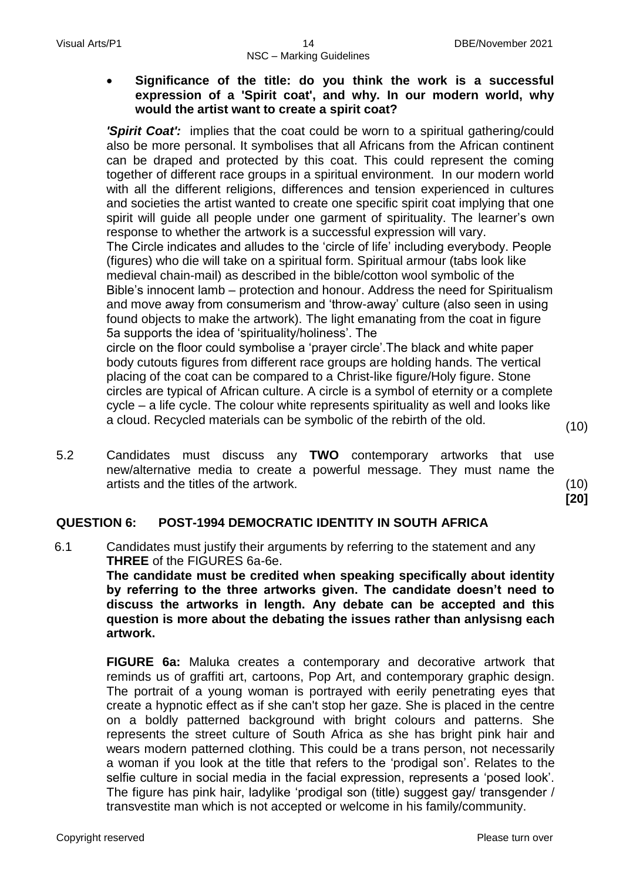- **Significance of the title: do you think the work is a successful expression of a 'Spirit coat', and why. In our modern world, why would the artist want to create a spirit coat?**

***'Spirit Coat':*** implies that the coat could be worn to a spiritual gathering/could also be more personal. It symbolises that all Africans from the African continent can be draped and protected by this coat. This could represent the coming together of different race groups in a spiritual environment. In our modern world with all the different religions, differences and tension experienced in cultures and societies the artist wanted to create one specific spirit coat implying that one spirit will guide all people under one garment of spirituality. The learner's own response to whether the artwork is a successful expression will vary.
The Circle indicates and alludes to the 'circle of life' including everybody. People (figures) who die will take on a spiritual form. Spiritual armour (tabs look like medieval chain-mail) as described in the bible/cotton wool symbolic of the Bible's innocent lamb – protection and honour. Address the need for Spiritualism and move away from consumerism and 'throw-away' culture (also seen in using found objects to make the artwork). The light emanating from the coat in figure 5a supports the idea of 'spirituality/holiness'. The
circle on the floor could symbolise a 'prayer circle'.The black and white paper body cutouts figures from different race groups are holding hands. The vertical placing of the coat can be compared to a Christ-like figure/Holy figure. Stone circles are typical of African culture. A circle is a symbol of eternity or a complete cycle – a life cycle. The colour white represents spirituality as well and looks like a cloud. Recycled materials can be symbolic of the rebirth of the old. (10)

5.2 Candidates must discuss any **TWO** contemporary artworks that use new/alternative media to create a powerful message. They must name the artists and the titles of the artwork. (10)
**[20]**

## QUESTION 6: POST-1994 DEMOCRATIC IDENTITY IN SOUTH AFRICA

6.1 Candidates must justify their arguments by referring to the statement and any **THREE** of the FIGURES 6a-6e.
**The candidate must be credited when speaking specifically about identity by referring to the three artworks given. The candidate doesn't need to discuss the artworks in length. Any debate can be accepted and this question is more about the debating the issues rather than anlysisng each artwork.**

**FIGURE 6a:** Maluka creates a contemporary and decorative artwork that reminds us of graffiti art, cartoons, Pop Art, and contemporary graphic design. The portrait of a young woman is portrayed with eerily penetrating eyes that create a hypnotic effect as if she can't stop her gaze. She is placed in the centre on a boldly patterned background with bright colours and patterns. She represents the street culture of South Africa as she has bright pink hair and wears modern patterned clothing. This could be a trans person, not necessarily a woman if you look at the title that refers to the 'prodigal son'. Relates to the selfie culture in social media in the facial expression, represents a 'posed look'. The figure has pink hair, ladylike 'prodigal son (title) suggest gay/ transgender / transvestite man which is not accepted or welcome in his family/community.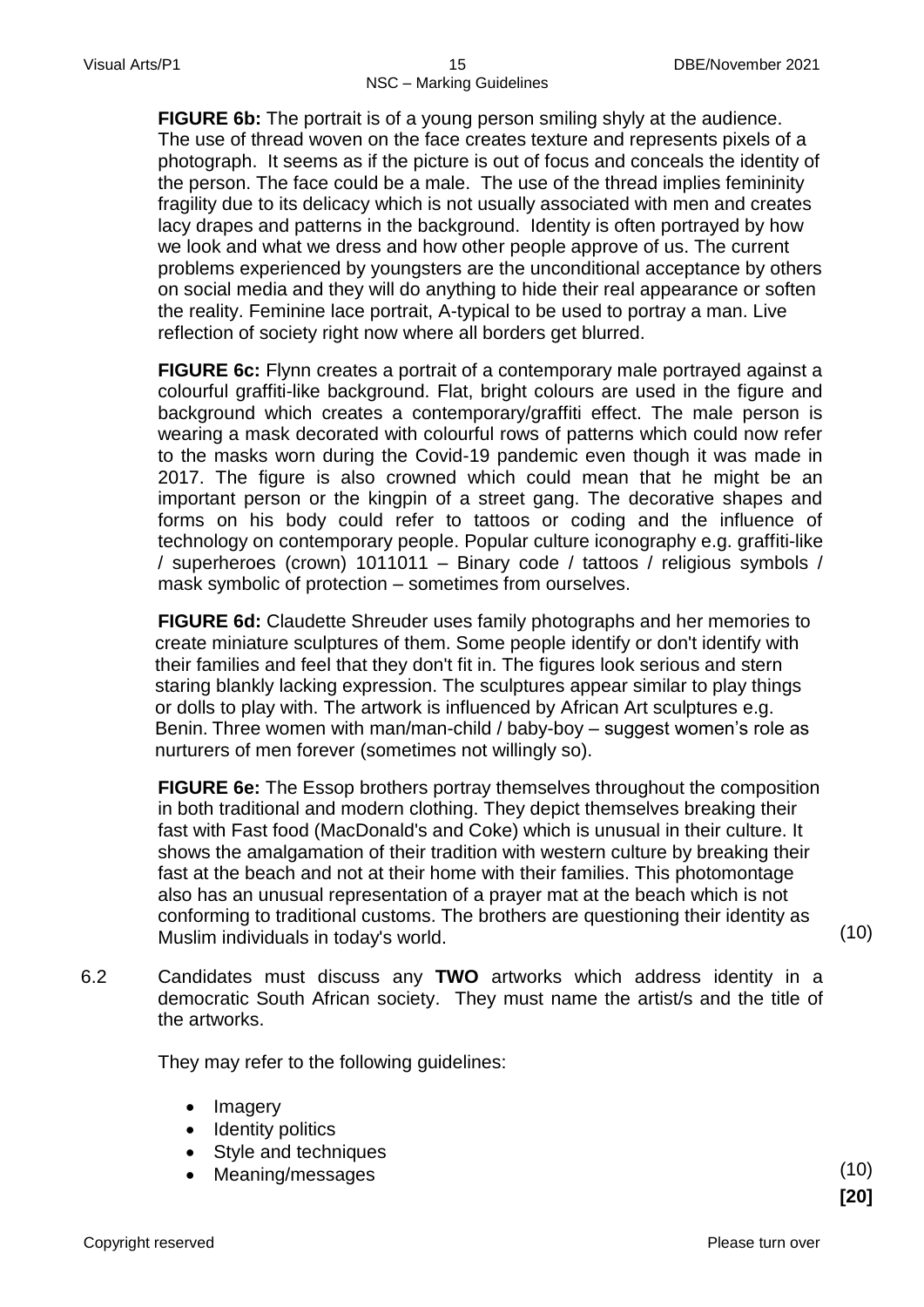**FIGURE 6b:** The portrait is of a young person smiling shyly at the audience. The use of thread woven on the face creates texture and represents pixels of a photograph. It seems as if the picture is out of focus and conceals the identity of the person. The face could be a male. The use of the thread implies femininity fragility due to its delicacy which is not usually associated with men and creates lacy drapes and patterns in the background. Identity is often portrayed by how we look and what we dress and how other people approve of us. The current problems experienced by youngsters are the unconditional acceptance by others on social media and they will do anything to hide their real appearance or soften the reality. Feminine lace portrait, A-typical to be used to portray a man. Live reflection of society right now where all borders get blurred.

**FIGURE 6c:** Flynn creates a portrait of a contemporary male portrayed against a colourful graffiti-like background. Flat, bright colours are used in the figure and background which creates a contemporary/graffiti effect. The male person is wearing a mask decorated with colourful rows of patterns which could now refer to the masks worn during the Covid-19 pandemic even though it was made in 2017. The figure is also crowned which could mean that he might be an important person or the kingpin of a street gang. The decorative shapes and forms on his body could refer to tattoos or coding and the influence of technology on contemporary people. Popular culture iconography e.g. graffiti-like / superheroes (crown) 1011011 – Binary code / tattoos / religious symbols / mask symbolic of protection – sometimes from ourselves.

**FIGURE 6d:** Claudette Shreuder uses family photographs and her memories to create miniature sculptures of them. Some people identify or don't identify with their families and feel that they don't fit in. The figures look serious and stern staring blankly lacking expression. The sculptures appear similar to play things or dolls to play with. The artwork is influenced by African Art sculptures e.g. Benin. Three women with man/man-child / baby-boy – suggest women's role as nurturers of men forever (sometimes not willingly so).

**FIGURE 6e:** The Essop brothers portray themselves throughout the composition in both traditional and modern clothing. They depict themselves breaking their fast with Fast food (MacDonald's and Coke) which is unusual in their culture. It shows the amalgamation of their tradition with western culture by breaking their fast at the beach and not at their home with their families. This photomontage also has an unusual representation of a prayer mat at the beach which is not conforming to traditional customs. The brothers are questioning their identity as Muslim individuals in today's world. (10)

6.2 Candidates must discuss any **TWO** artworks which address identity in a democratic South African society. They must name the artist/s and the title of the artworks.

They may refer to the following guidelines:

- Imagery
- Identity politics
- Style and techniques
- Meaning/messages

(10)
**[20]**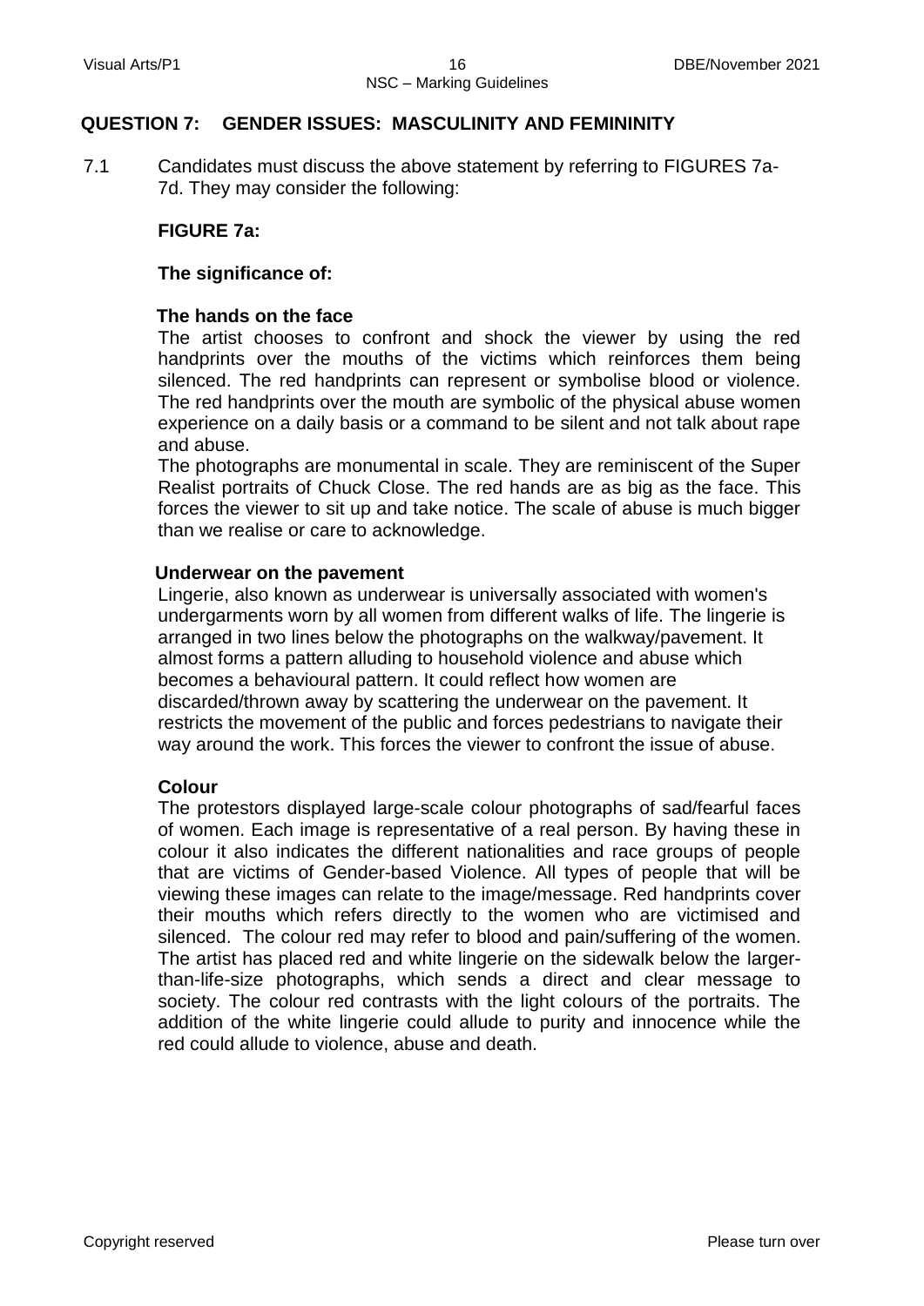## QUESTION 7: GENDER ISSUES: MASCULINITY AND FEMININITY

7.1 Candidates must discuss the above statement by referring to FIGURES 7a-7d. They may consider the following:

**FIGURE 7a:**

**The significance of:**

**The hands on the face**

The artist chooses to confront and shock the viewer by using the red handprints over the mouths of the victims which reinforces them being silenced. The red handprints can represent or symbolise blood or violence. The red handprints over the mouth are symbolic of the physical abuse women experience on a daily basis or a command to be silent and not talk about rape and abuse.

The photographs are monumental in scale. They are reminiscent of the Super Realist portraits of Chuck Close. The red hands are as big as the face. This forces the viewer to sit up and take notice. The scale of abuse is much bigger than we realise or care to acknowledge.

**Underwear on the pavement**

Lingerie, also known as underwear is universally associated with women's undergarments worn by all women from different walks of life. The lingerie is arranged in two lines below the photographs on the walkway/pavement. It almost forms a pattern alluding to household violence and abuse which becomes a behavioural pattern. It could reflect how women are discarded/thrown away by scattering the underwear on the pavement. It restricts the movement of the public and forces pedestrians to navigate their way around the work. This forces the viewer to confront the issue of abuse.

**Colour**

The protestors displayed large-scale colour photographs of sad/fearful faces of women. Each image is representative of a real person. By having these in colour it also indicates the different nationalities and race groups of people that are victims of Gender-based Violence. All types of people that will be viewing these images can relate to the image/message. Red handprints cover their mouths which refers directly to the women who are victimised and silenced. The colour red may refer to blood and pain/suffering of the women. The artist has placed red and white lingerie on the sidewalk below the larger-than-life-size photographs, which sends a direct and clear message to society. The colour red contrasts with the light colours of the portraits. The addition of the white lingerie could allude to purity and innocence while the red could allude to violence, abuse and death.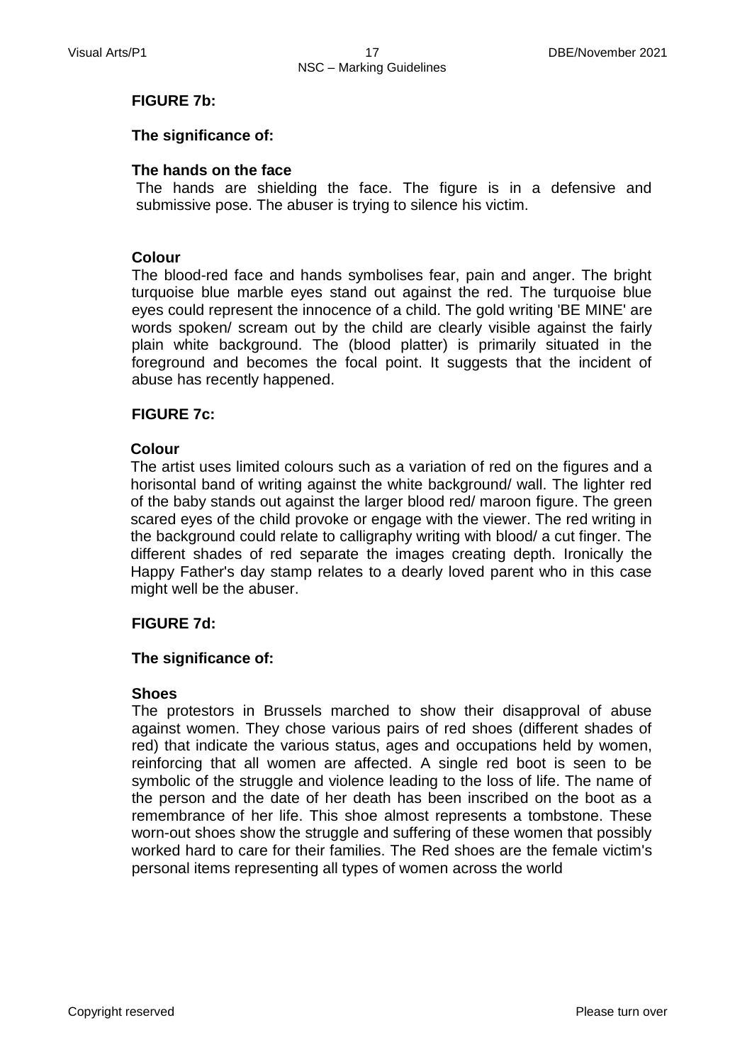**FIGURE 7b:**

**The significance of:**

**The hands on the face**

The hands are shielding the face. The figure is in a defensive and submissive pose. The abuser is trying to silence his victim.

**Colour**

The blood-red face and hands symbolises fear, pain and anger. The bright turquoise blue marble eyes stand out against the red. The turquoise blue eyes could represent the innocence of a child. The gold writing 'BE MINE' are words spoken/ scream out by the child are clearly visible against the fairly plain white background. The (blood platter) is primarily situated in the foreground and becomes the focal point. It suggests that the incident of abuse has recently happened.

**FIGURE 7c:**

**Colour**

The artist uses limited colours such as a variation of red on the figures and a horisontal band of writing against the white background/ wall. The lighter red of the baby stands out against the larger blood red/ maroon figure. The green scared eyes of the child provoke or engage with the viewer. The red writing in the background could relate to calligraphy writing with blood/ a cut finger. The different shades of red separate the images creating depth. Ironically the Happy Father's day stamp relates to a dearly loved parent who in this case might well be the abuser.

**FIGURE 7d:**

**The significance of:**

**Shoes**

The protestors in Brussels marched to show their disapproval of abuse against women. They chose various pairs of red shoes (different shades of red) that indicate the various status, ages and occupations held by women, reinforcing that all women are affected. A single red boot is seen to be symbolic of the struggle and violence leading to the loss of life. The name of the person and the date of her death has been inscribed on the boot as a remembrance of her life. This shoe almost represents a tombstone. These worn-out shoes show the struggle and suffering of these women that possibly worked hard to care for their families. The Red shoes are the female victim's personal items representing all types of women across the world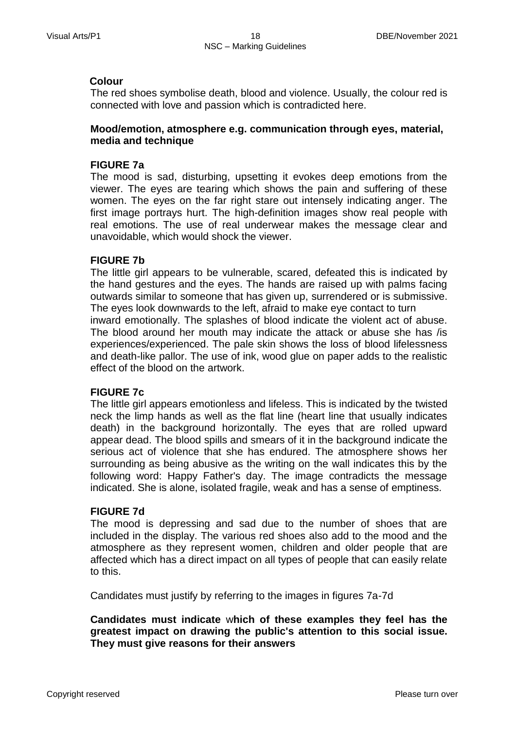**Colour**

The red shoes symbolise death, blood and violence. Usually, the colour red is connected with love and passion which is contradicted here.

**Mood/emotion, atmosphere e.g. communication through eyes, material, media and technique**

**FIGURE 7a**

The mood is sad, disturbing, upsetting it evokes deep emotions from the viewer. The eyes are tearing which shows the pain and suffering of these women. The eyes on the far right stare out intensely indicating anger. The first image portrays hurt. The high-definition images show real people with real emotions. The use of real underwear makes the message clear and unavoidable, which would shock the viewer.

**FIGURE 7b**

The little girl appears to be vulnerable, scared, defeated this is indicated by the hand gestures and the eyes. The hands are raised up with palms facing outwards similar to someone that has given up, surrendered or is submissive. The eyes look downwards to the left, afraid to make eye contact to turn inward emotionally. The splashes of blood indicate the violent act of abuse. The blood around her mouth may indicate the attack or abuse she has /is experiences/experienced. The pale skin shows the loss of blood lifelessness and death-like pallor. The use of ink, wood glue on paper adds to the realistic effect of the blood on the artwork.

**FIGURE 7c**

The little girl appears emotionless and lifeless. This is indicated by the twisted neck the limp hands as well as the flat line (heart line that usually indicates death) in the background horizontally. The eyes that are rolled upward appear dead. The blood spills and smears of it in the background indicate the serious act of violence that she has endured. The atmosphere shows her surrounding as being abusive as the writing on the wall indicates this by the following word: Happy Father's day. The image contradicts the message indicated. She is alone, isolated fragile, weak and has a sense of emptiness.

**FIGURE 7d**

The mood is depressing and sad due to the number of shoes that are included in the display. The various red shoes also add to the mood and the atmosphere as they represent women, children and older people that are affected which has a direct impact on all types of people that can easily relate to this.

Candidates must justify by referring to the images in figures 7a-7d

**Candidates must indicate** w**hich of these examples they feel has the greatest impact on drawing the public's attention to this social issue. They must give reasons for their answers**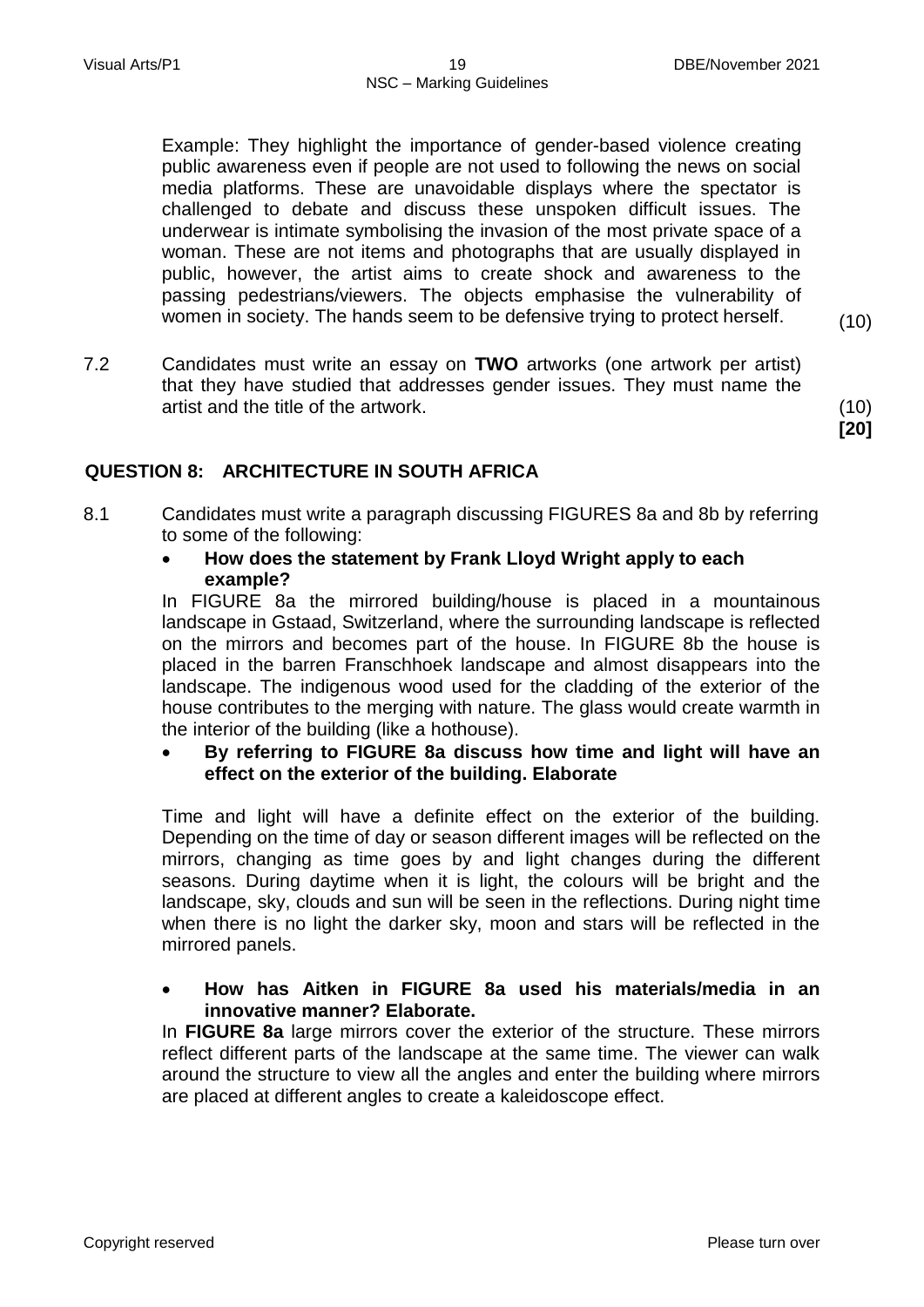Example: They highlight the importance of gender-based violence creating public awareness even if people are not used to following the news on social media platforms. These are unavoidable displays where the spectator is challenged to debate and discuss these unspoken difficult issues. The underwear is intimate symbolising the invasion of the most private space of a woman. These are not items and photographs that are usually displayed in public, however, the artist aims to create shock and awareness to the passing pedestrians/viewers. The objects emphasise the vulnerability of women in society. The hands seem to be defensive trying to protect herself. (10)

7.2 Candidates must write an essay on **TWO** artworks (one artwork per artist) that they have studied that addresses gender issues. They must name the artist and the title of the artwork. (10)

**[20]**

## QUESTION 8: ARCHITECTURE IN SOUTH AFRICA

8.1 Candidates must write a paragraph discussing FIGURES 8a and 8b by referring to some of the following:

- **How does the statement by Frank Lloyd Wright apply to each example?**

In FIGURE 8a the mirrored building/house is placed in a mountainous landscape in Gstaad, Switzerland, where the surrounding landscape is reflected on the mirrors and becomes part of the house. In FIGURE 8b the house is placed in the barren Franschhoek landscape and almost disappears into the landscape. The indigenous wood used for the cladding of the exterior of the house contributes to the merging with nature. The glass would create warmth in the interior of the building (like a hothouse).

- **By referring to FIGURE 8a discuss how time and light will have an effect on the exterior of the building. Elaborate**

Time and light will have a definite effect on the exterior of the building. Depending on the time of day or season different images will be reflected on the mirrors, changing as time goes by and light changes during the different seasons. During daytime when it is light, the colours will be bright and the landscape, sky, clouds and sun will be seen in the reflections. During night time when there is no light the darker sky, moon and stars will be reflected in the mirrored panels.

- **How has Aitken in FIGURE 8a used his materials/media in an innovative manner? Elaborate.**

In **FIGURE 8a** large mirrors cover the exterior of the structure. These mirrors reflect different parts of the landscape at the same time. The viewer can walk around the structure to view all the angles and enter the building where mirrors are placed at different angles to create a kaleidoscope effect.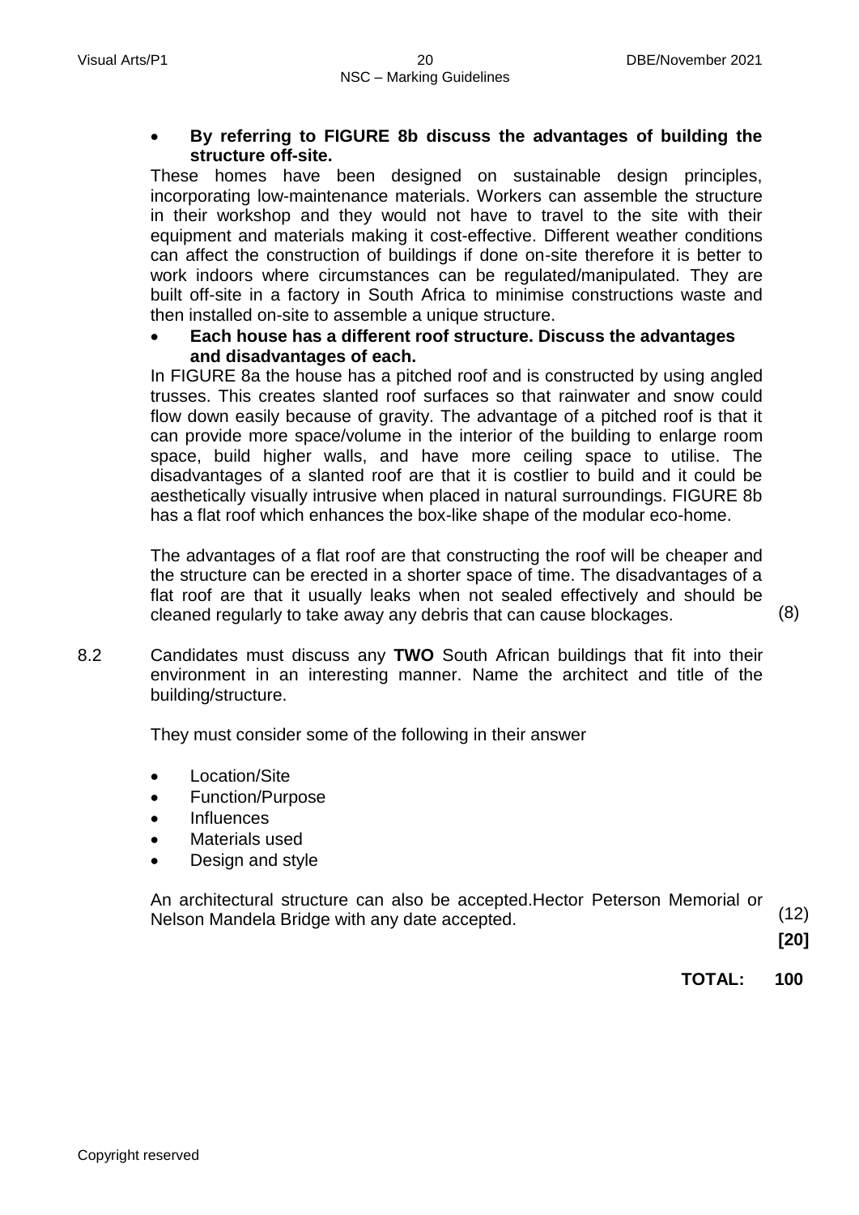- **By referring to FIGURE 8b discuss the advantages of building the structure off-site.**

These homes have been designed on sustainable design principles, incorporating low-maintenance materials. Workers can assemble the structure in their workshop and they would not have to travel to the site with their equipment and materials making it cost-effective. Different weather conditions can affect the construction of buildings if done on-site therefore it is better to work indoors where circumstances can be regulated/manipulated. They are built off-site in a factory in South Africa to minimise constructions waste and then installed on-site to assemble a unique structure.

- **Each house has a different roof structure. Discuss the advantages and disadvantages of each.**

In FIGURE 8a the house has a pitched roof and is constructed by using angled trusses. This creates slanted roof surfaces so that rainwater and snow could flow down easily because of gravity. The advantage of a pitched roof is that it can provide more space/volume in the interior of the building to enlarge room space, build higher walls, and have more ceiling space to utilise. The disadvantages of a slanted roof are that it is costlier to build and it could be aesthetically visually intrusive when placed in natural surroundings. FIGURE 8b has a flat roof which enhances the box-like shape of the modular eco-home.

The advantages of a flat roof are that constructing the roof will be cheaper and the structure can be erected in a shorter space of time. The disadvantages of a flat roof are that it usually leaks when not sealed effectively and should be cleaned regularly to take away any debris that can cause blockages. (8)

8.2 Candidates must discuss any **TWO** South African buildings that fit into their environment in an interesting manner. Name the architect and title of the building/structure.

They must consider some of the following in their answer

- Location/Site
- Function/Purpose
- Influences
- Materials used
- Design and style

An architectural structure can also be accepted.Hector Peterson Memorial or Nelson Mandela Bridge with any date accepted. (12)

**[20]**

**TOTAL: 100**